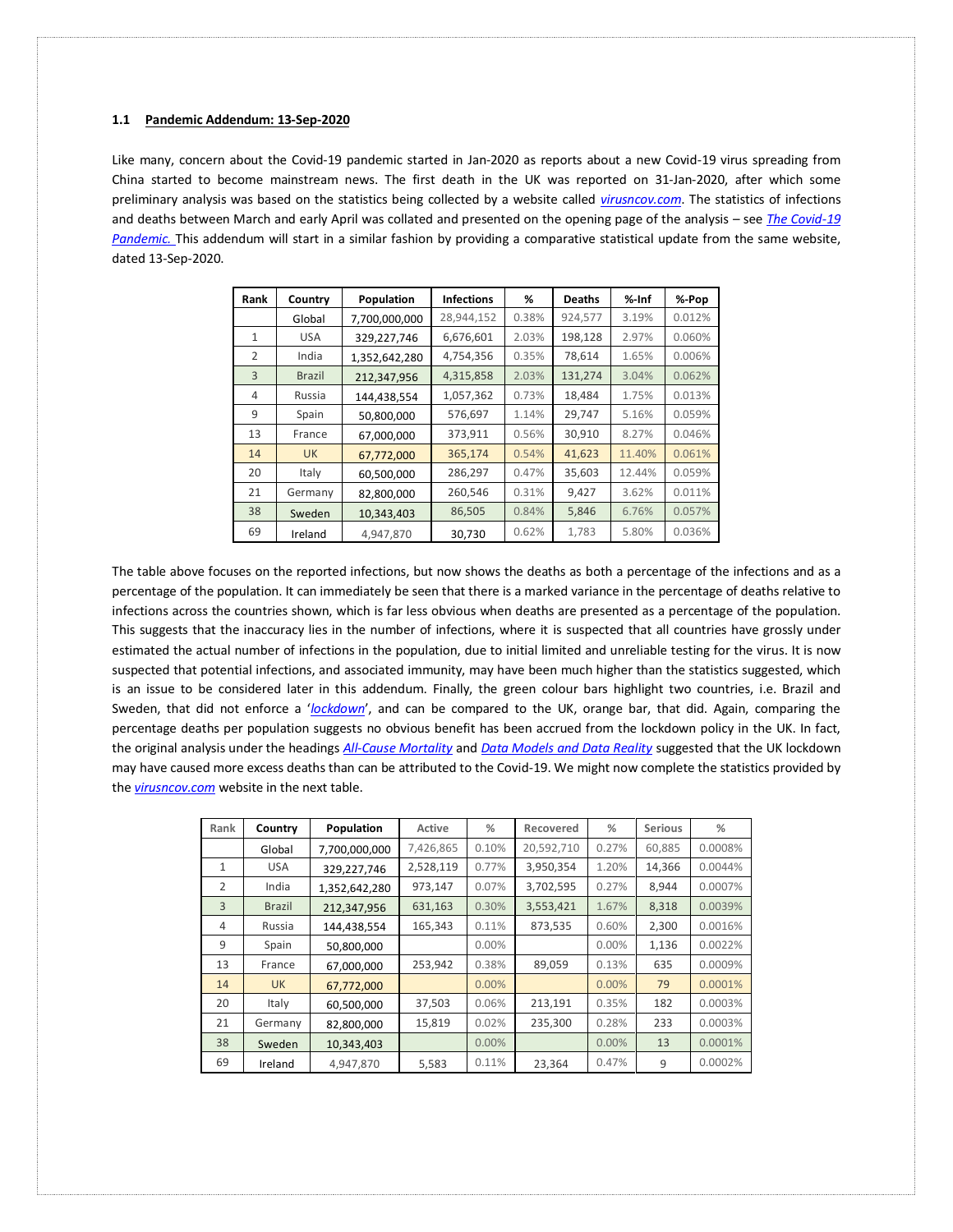### 1.1 Pandemic Addendum: 13-Sep-2020

Like many, concern about the Covid-19 pandemic started in Jan-2020 as reports about a new Covid-19 virus spreading from China started to become mainstream news. The first death in the UK was reported on 31-Jan-2020, after which some preliminary analysis was based on the statistics being collected by a website called *virusncov.com*. The statistics of infections and deaths between March and early April was collated and presented on the opening page of the analysis – see *The Covid-19 Pandemic.* This addendum will start in a similar fashion by providing a comparative statistical update from the same website, dated 13-Sep-2020.

| Rank | Country | Population | Infections | % | Deaths | %-Inf | %-Pop |
|---|---|---|---|---|---|---|---|
| | Global | 7,700,000,000 | 28,944,152 | 0.38% | 924,577 | 3.19% | 0.012% |
| 1 | USA | 329,227,746 | 6,676,601 | 2.03% | 198,128 | 2.97% | 0.060% |
| 2 | India | 1,352,642,280 | 4,754,356 | 0.35% | 78,614 | 1.65% | 0.006% |
| 3 | Brazil | 212,347,956 | 4,315,858 | 2.03% | 131,274 | 3.04% | 0.062% |
| 4 | Russia | 144,438,554 | 1,057,362 | 0.73% | 18,484 | 1.75% | 0.013% |
| 9 | Spain | 50,800,000 | 576,697 | 1.14% | 29,747 | 5.16% | 0.059% |
| 13 | France | 67,000,000 | 373,911 | 0.56% | 30,910 | 8.27% | 0.046% |
| 14 | UK | 67,772,000 | 365,174 | 0.54% | 41,623 | 11.40% | 0.061% |
| 20 | Italy | 60,500,000 | 286,297 | 0.47% | 35,603 | 12.44% | 0.059% |
| 21 | Germany | 82,800,000 | 260,546 | 0.31% | 9,427 | 3.62% | 0.011% |
| 38 | Sweden | 10,343,403 | 86,505 | 0.84% | 5,846 | 6.76% | 0.057% |
| 69 | Ireland | 4,947,870 | 30,730 | 0.62% | 1,783 | 5.80% | 0.036% |

The table above focuses on the reported infections, but now shows the deaths as both a percentage of the infections and as a percentage of the population. It can immediately be seen that there is a marked variance in the percentage of deaths relative to infections across the countries shown, which is far less obvious when deaths are presented as a percentage of the population. This suggests that the inaccuracy lies in the number of infections, where it is suspected that all countries have grossly under estimated the actual number of infections in the population, due to initial limited and unreliable testing for the virus. It is now suspected that potential infections, and associated immunity, may have been much higher than the statistics suggested, which is an issue to be considered later in this addendum. Finally, the green colour bars highlight two countries, i.e. Brazil and Sweden, that did not enforce a '*lockdown*', and can be compared to the UK, orange bar, that did. Again, comparing the percentage deaths per population suggests no obvious benefit has been accrued from the lockdown policy in the UK. In fact, the original analysis under the headings *All-Cause Mortality* and *Data Models and Data Reality* suggested that the UK lockdown may have caused more excess deaths than can be attributed to the Covid-19. We might now complete the statistics provided by the *virusncov.com* website in the next table.

| Rank | Country | Population | Active | % | Recovered | % | Serious | % |
|---|---|---|---|---|---|---|---|---|
| | Global | 7,700,000,000 | 7,426,865 | 0.10% | 20,592,710 | 0.27% | 60,885 | 0.0008% |
| 1 | USA | 329,227,746 | 2,528,119 | 0.77% | 3,950,354 | 1.20% | 14,366 | 0.0044% |
| 2 | India | 1,352,642,280 | 973,147 | 0.07% | 3,702,595 | 0.27% | 8,944 | 0.0007% |
| 3 | Brazil | 212,347,956 | 631,163 | 0.30% | 3,553,421 | 1.67% | 8,318 | 0.0039% |
| 4 | Russia | 144,438,554 | 165,343 | 0.11% | 873,535 | 0.60% | 2,300 | 0.0016% |
| 9 | Spain | 50,800,000 | | 0.00% | | 0.00% | 1,136 | 0.0022% |
| 13 | France | 67,000,000 | 253,942 | 0.38% | 89,059 | 0.13% | 635 | 0.0009% |
| 14 | UK | 67,772,000 | | 0.00% | | 0.00% | 79 | 0.0001% |
| 20 | Italy | 60,500,000 | 37,503 | 0.06% | 213,191 | 0.35% | 182 | 0.0003% |
| 21 | Germany | 82,800,000 | 15,819 | 0.02% | 235,300 | 0.28% | 233 | 0.0003% |
| 38 | Sweden | 10,343,403 | | 0.00% | | 0.00% | 13 | 0.0001% |
| 69 | Ireland | 4,947,870 | 5,583 | 0.11% | 23,364 | 0.47% | 9 | 0.0002% |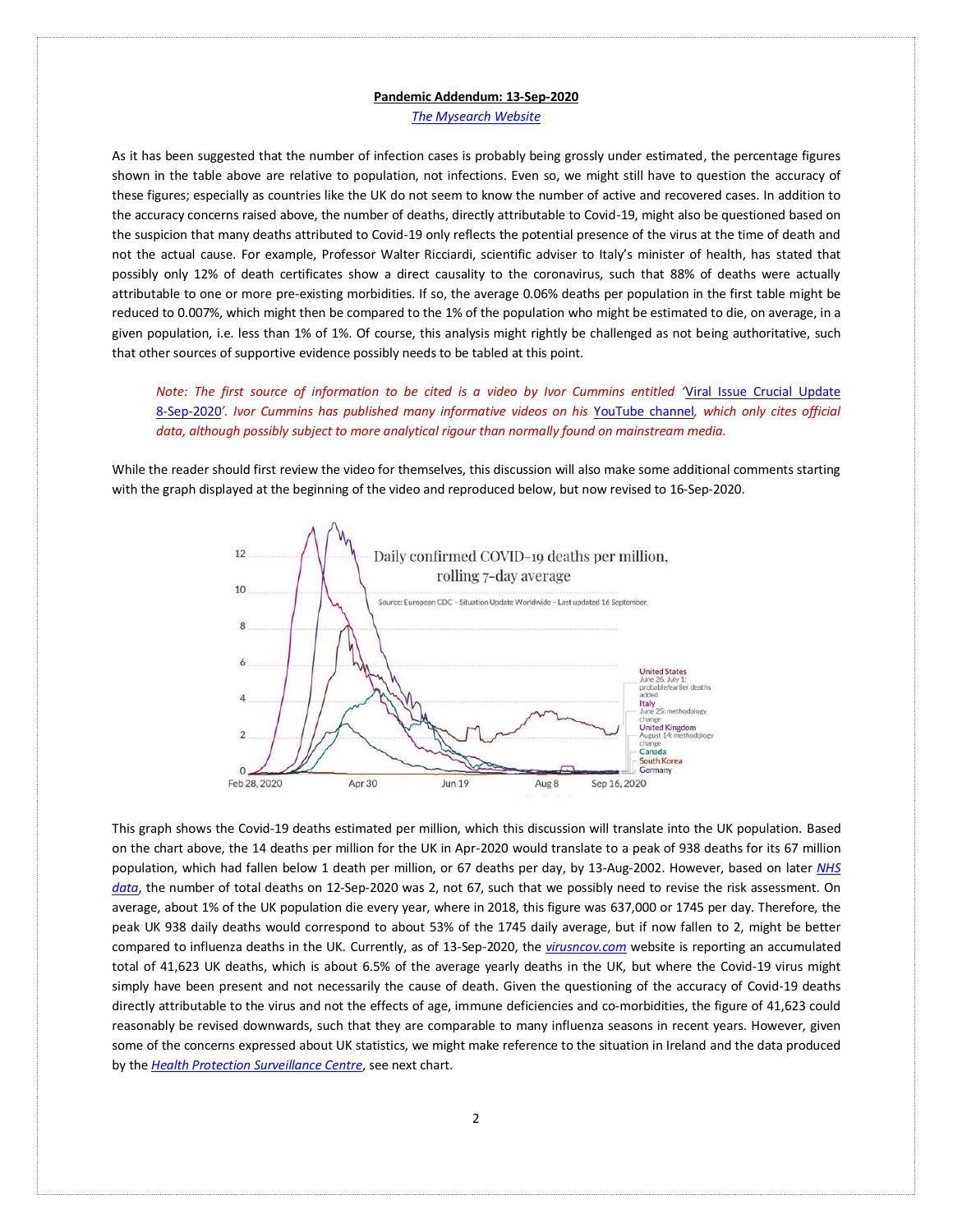**Pandemic Addendum: 13-Sep-2020**

*The Mysearch Website*

As it has been suggested that the number of infection cases is probably being grossly under estimated, the percentage figures shown in the table above are relative to population, not infections. Even so, we might still have to question the accuracy of these figures; especially as countries like the UK do not seem to know the number of active and recovered cases. In addition to the accuracy concerns raised above, the number of deaths, directly attributable to Covid-19, might also be questioned based on the suspicion that many deaths attributed to Covid-19 only reflects the potential presence of the virus at the time of death and not the actual cause. For example, Professor Walter Ricciardi, scientific adviser to Italy's minister of health, has stated that possibly only 12% of death certificates show a direct causality to the coronavirus, such that 88% of deaths were actually attributable to one or more pre-existing morbidities. If so, the average 0.06% deaths per population in the first table might be reduced to 0.007%, which might then be compared to the 1% of the population who might be estimated to die, on average, in a given population, i.e. less than 1% of 1%. Of course, this analysis might rightly be challenged as not being authoritative, such that other sources of supportive evidence possibly needs to be tabled at this point.

> *Note: The first source of information to be cited is a video by Ivor Cummins entitled 'Viral Issue Crucial Update 8-Sep-2020'. Ivor Cummins has published many informative videos on his YouTube channel, which only cites official data, although possibly subject to more analytical rigour than normally found on mainstream media.*

While the reader should first review the video for themselves, this discussion will also make some additional comments starting with the graph displayed at the beginning of the video and reproduced below, but now revised to 16-Sep-2020.

This graph shows the Covid-19 deaths estimated per million, which this discussion will translate into the UK population. Based on the chart above, the 14 deaths per million for the UK in Apr-2020 would translate to a peak of 938 deaths for its 67 million population, which had fallen below 1 death per million, or 67 deaths per day, by 13-Aug-2002. However, based on later *NHS data*, the number of total deaths on 12-Sep-2020 was 2, not 67, such that we possibly need to revise the risk assessment. On average, about 1% of the UK population die every year, where in 2018, this figure was 637,000 or 1745 per day. Therefore, the peak UK 938 daily deaths would correspond to about 53% of the 1745 daily average, but if now fallen to 2, might be better compared to influenza deaths in the UK. Currently, as of 13-Sep-2020, the *virusncov.com* website is reporting an accumulated total of 41,623 UK deaths, which is about 6.5% of the average yearly deaths in the UK, but where the Covid-19 virus might simply have been present and not necessarily the cause of death. Given the questioning of the accuracy of Covid-19 deaths directly attributable to the virus and not the effects of age, immune deficiencies and co-morbidities, the figure of 41,623 could reasonably be revised downwards, such that they are comparable to many influenza seasons in recent years. However, given some of the concerns expressed about UK statistics, we might make reference to the situation in Ireland and the data produced by the *Health Protection Surveillance Centre*, see next chart.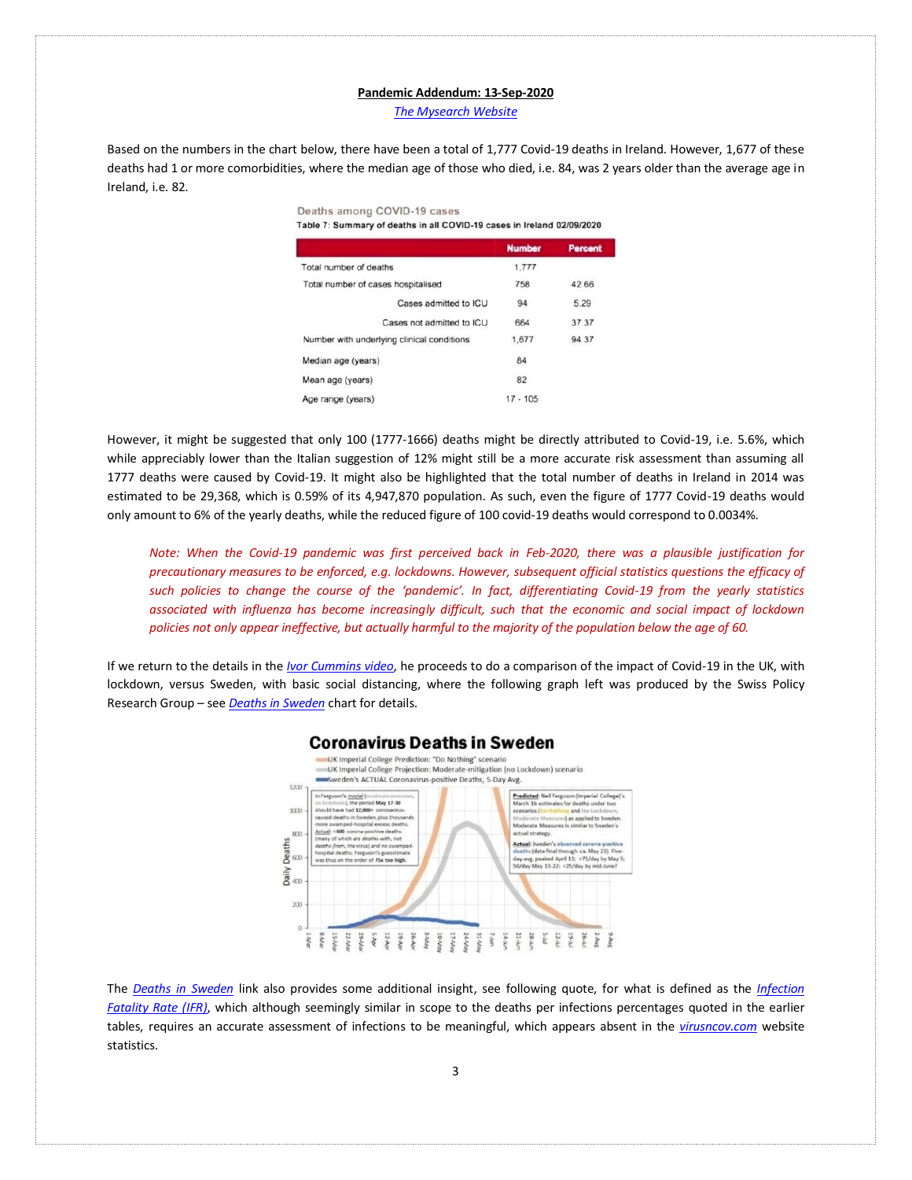**Pandemic Addendum: 13-Sep-2020**

*The Mysearch Website*

Based on the numbers in the chart below, there have been a total of 1,777 Covid-19 deaths in Ireland. However, 1,677 of these deaths had 1 or more comorbidities, where the median age of those who died, i.e. 84, was 2 years older than the average age in Ireland, i.e. 82.

Deaths among COVID-19 cases

**Table 7: Summary of deaths in all COVID-19 cases in Ireland 02/09/2020**

| | Number | Percent |
|---|---|---|
| Total number of deaths | 1,777 | |
| Total number of cases hospitalised | 758 | 42.66 |
| Cases admitted to ICU | 94 | 5.29 |
| Cases not admitted to ICU | 664 | 37.37 |
| Number with underlying clinical conditions | 1,677 | 94.37 |
| Median age (years) | 84 | |
| Mean age (years) | 82 | |
| Age range (years) | 17 - 105 | |

However, it might be suggested that only 100 (1777-1666) deaths might be directly attributed to Covid-19, i.e. 5.6%, which while appreciably lower than the Italian suggestion of 12% might still be a more accurate risk assessment than assuming all 1777 deaths were caused by Covid-19. It might also be highlighted that the total number of deaths in Ireland in 2014 was estimated to be 29,368, which is 0.59% of its 4,947,870 population. As such, even the figure of 1777 Covid-19 deaths would only amount to 6% of the yearly deaths, while the reduced figure of 100 covid-19 deaths would correspond to 0.0034%.

> *Note: When the Covid-19 pandemic was first perceived back in Feb-2020, there was a plausible justification for precautionary measures to be enforced, e.g. lockdowns. However, subsequent official statistics questions the efficacy of such policies to change the course of the 'pandemic'. In fact, differentiating Covid-19 from the yearly statistics associated with influenza has become increasingly difficult, such that the economic and social impact of lockdown policies not only appear ineffective, but actually harmful to the majority of the population below the age of 60.*

If we return to the details in the *Ivor Cummins video*, he proceeds to do a comparison of the impact of Covid-19 in the UK, with lockdown, versus Sweden, with basic social distancing, where the following graph left was produced by the Swiss Policy Research Group – see *Deaths in Sweden* chart for details.

The *Deaths in Sweden* link also provides some additional insight, see following quote, for what is defined as the *Infection Fatality Rate (IFR)*, which although seemingly similar in scope to the deaths per infections percentages quoted in the earlier tables, requires an accurate assessment of infections to be meaningful, which appears absent in the *virusncov.com* website statistics.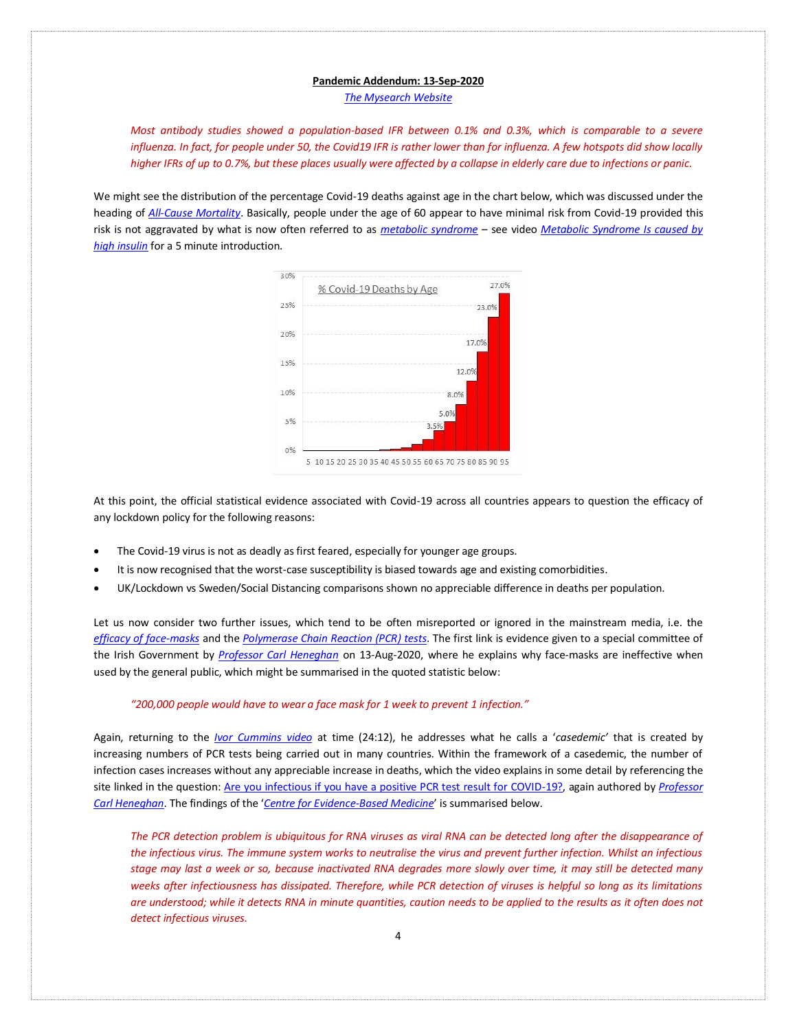**Pandemic Addendum: 13-Sep-2020**

*The Mysearch Website*

> *Most antibody studies showed a population-based IFR between 0.1% and 0.3%, which is comparable to a severe influenza. In fact, for people under 50, the Covid19 IFR is rather lower than for influenza. A few hotspots did show locally higher IFRs of up to 0.7%, but these places usually were affected by a collapse in elderly care due to infections or panic.*

We might see the distribution of the percentage Covid-19 deaths against age in the chart below, which was discussed under the heading of *All-Cause Mortality*. Basically, people under the age of 60 appear to have minimal risk from Covid-19 provided this risk is not aggravated by what is now often referred to as *metabolic syndrome* – see video *Metabolic Syndrome Is caused by high insulin* for a 5 minute introduction.

At this point, the official statistical evidence associated with Covid-19 across all countries appears to question the efficacy of any lockdown policy for the following reasons:

- The Covid-19 virus is not as deadly as first feared, especially for younger age groups.
- It is now recognised that the worst-case susceptibility is biased towards age and existing comorbidities.
- UK/Lockdown vs Sweden/Social Distancing comparisons shown no appreciable difference in deaths per population.

Let us now consider two further issues, which tend to be often misreported or ignored in the mainstream media, i.e. the *efficacy of face-masks* and the *Polymerase Chain Reaction (PCR) tests*. The first link is evidence given to a special committee of the Irish Government by *Professor Carl Heneghan* on 13-Aug-2020, where he explains why face-masks are ineffective when used by the general public, which might be summarised in the quoted statistic below:

> *"200,000 people would have to wear a face mask for 1 week to prevent 1 infection."*

Again, returning to the *Ivor Cummins video* at time (24:12), he addresses what he calls a '*casedemic*' that is created by increasing numbers of PCR tests being carried out in many countries. Within the framework of a casedemic, the number of infection cases increases without any appreciable increase in deaths, which the video explains in some detail by referencing the site linked in the question: Are you infectious if you have a positive PCR test result for COVID-19?, again authored by *Professor Carl Heneghan*. The findings of the '*Centre for Evidence-Based Medicine*' is summarised below.

> *The PCR detection problem is ubiquitous for RNA viruses as viral RNA can be detected long after the disappearance of the infectious virus. The immune system works to neutralise the virus and prevent further infection. Whilst an infectious stage may last a week or so, because inactivated RNA degrades more slowly over time, it may still be detected many weeks after infectiousness has dissipated. Therefore, while PCR detection of viruses is helpful so long as its limitations are understood; while it detects RNA in minute quantities, caution needs to be applied to the results as it often does not detect infectious viruses.*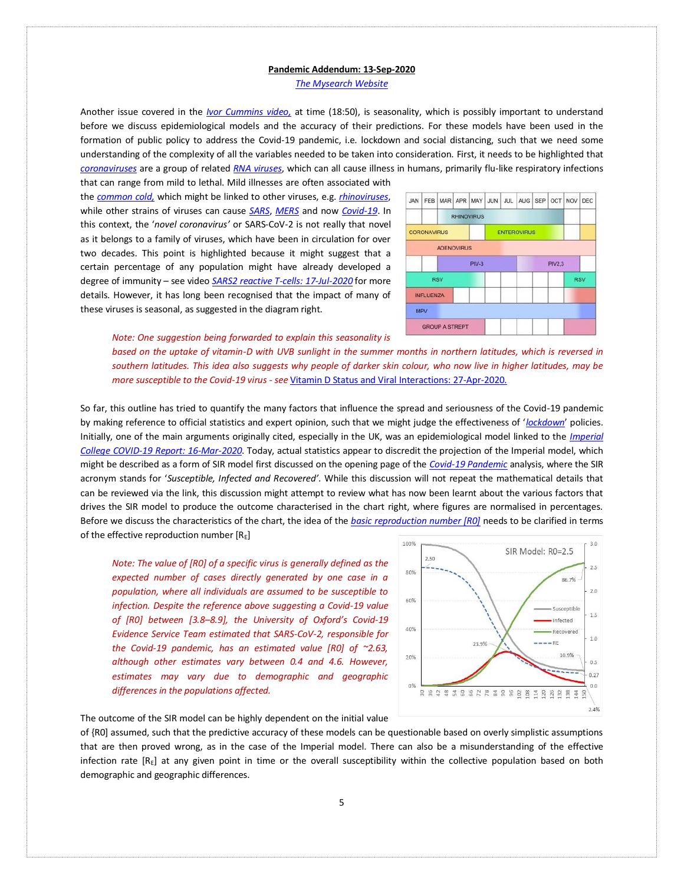**Pandemic Addendum: 13-Sep-2020**

*The Mysearch Website*

Another issue covered in the *Ivor Cummins video,* at time (18:50), is seasonality, which is possibly important to understand before we discuss epidemiological models and the accuracy of their predictions. For these models have been used in the formation of public policy to address the Covid-19 pandemic, i.e. lockdown and social distancing, such that we need some understanding of the complexity of all the variables needed to be taken into consideration. First, it needs to be highlighted that *coronaviruses* are a group of related *RNA viruses*, which can all cause illness in humans, primarily flu-like respiratory infections that can range from mild to lethal. Mild illnesses are often associated with the *common cold,* which might be linked to other viruses, e.g. *rhinoviruses*, while other strains of viruses can cause *SARS*, *MERS* and now *Covid-19*. In this context, the '*novel coronavirus'* or SARS-CoV-2 is not really that novel as it belongs to a family of viruses, which have been in circulation for over two decades. This point is highlighted because it might suggest that a certain percentage of any population might have already developed a degree of immunity – see video *SARS2 reactive T-cells: 17-Jul-2020* for more details. However, it has long been recognised that the impact of many of these viruses is seasonal, as suggested in the diagram right.

| JAN | FEB | MAR | APR | MAY | JUN | JUL | AUG | SEP | OCT | NOV | DEC |
|---|---|---|---|---|---|---|---|---|---|---|---|
| | RHINOVIRUS | | | | | | | | | | |
| CORONAVIRUS | | | | | ENTEROVIRUS | | | | | | |
| | ADENOVIRUS | | | | | | | | | | |
| | | | PIV-3 | | | | PIV2,3 | | | | |
| RSV | | | | | | | | | | | RSV |
| INFLUENZA | | | | | | | | | | | |
| MPV | | | | | | | | | | | |
| GROUP A STREPT | | | | | | | | | | | |

*Note: One suggestion being forwarded to explain this seasonality is based on the uptake of vitamin-D with UVB sunlight in the summer months in northern latitudes, which is reversed in southern latitudes. This idea also suggests why people of darker skin colour, who now live in higher latitudes, may be more susceptible to the Covid-19 virus - see* Vitamin D Status and Viral Interactions: 27-Apr-2020.

So far, this outline has tried to quantify the many factors that influence the spread and seriousness of the Covid-19 pandemic by making reference to official statistics and expert opinion, such that we might judge the effectiveness of '*lockdown*' policies. Initially, one of the main arguments originally cited, especially in the UK, was an epidemiological model linked to the *Imperial College COVID-19 Report: 16-Mar-2020*. Today, actual statistics appear to discredit the projection of the Imperial model, which might be described as a form of SIR model first discussed on the opening page of the *Covid-19 Pandemic* analysis, where the SIR acronym stands for '*Susceptible, Infected and Recovered*'. While this discussion will not repeat the mathematical details that can be reviewed via the link, this discussion might attempt to review what has now been learnt about the various factors that drives the SIR model to produce the outcome characterised in the chart right, where figures are normalised in percentages. Before we discuss the characteristics of the chart, the idea of the *basic reproduction number [R0]* needs to be clarified in terms of the effective reproduction number [$R_E$]

*Note: The value of [R0] of a specific virus is generally defined as the expected number of cases directly generated by one case in a population, where all individuals are assumed to be susceptible to infection. Despite the reference above suggesting a Covid-19 value of [R0] between [3.8–8.9], the University of Oxford's Covid-19 Evidence Service Team estimated that SARS-CoV-2, responsible for the Covid-19 pandemic, has an estimated value [R0] of ~2.63, although other estimates vary between 0.4 and 4.6. However, estimates may vary due to demographic and geographic differences in the populations affected.*

The outcome of the SIR model can be highly dependent on the initial value of {R0] assumed, such that the predictive accuracy of these models can be questionable based on overly simplistic assumptions that are then proved wrong, as in the case of the Imperial model. There can also be a misunderstanding of the effective infection rate [$R_E$] at any given point in time or the overall susceptibility within the collective population based on both demographic and geographic differences.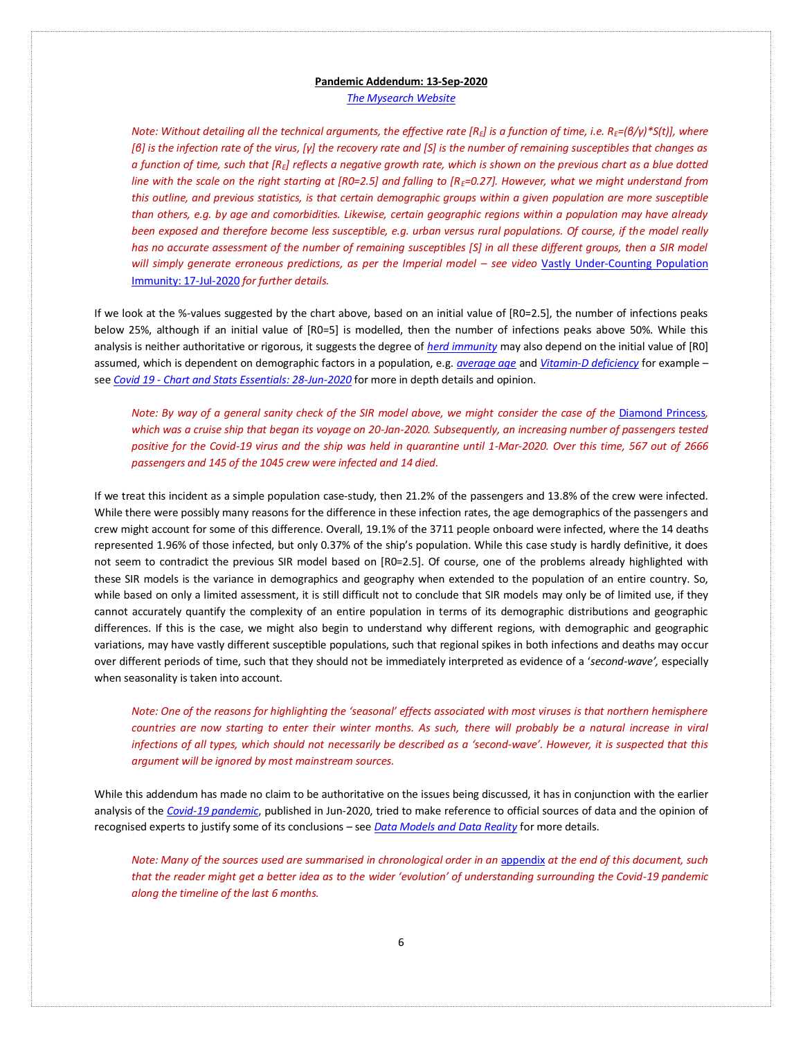**Pandemic Addendum: 13-Sep-2020**

*The Mysearch Website*

> *Note: Without detailing all the technical arguments, the effective rate [$R_E$] is a function of time, i.e. $R_E=(\beta/\gamma)*S(t)$], where [$\beta$] is the infection rate of the virus, [$\gamma$] the recovery rate and [S] is the number of remaining susceptibles that changes as a function of time, such that [$R_E$] reflects a negative growth rate, which is shown on the previous chart as a blue dotted line with the scale on the right starting at [R0=2.5] and falling to [$R_E$=0.27]. However, what we might understand from this outline, and previous statistics, is that certain demographic groups within a given population are more susceptible than others, e.g. by age and comorbidities. Likewise, certain geographic regions within a population may have already been exposed and therefore become less susceptible, e.g. urban versus rural populations. Of course, if the model really has no accurate assessment of the number of remaining susceptibles [S] in all these different groups, then a SIR model will simply generate erroneous predictions, as per the Imperial model – see video* Vastly Under-Counting Population Immunity: 17-Jul-2020 *for further details.*

If we look at the %-values suggested by the chart above, based on an initial value of [R0=2.5], the number of infections peaks below 25%, although if an initial value of [R0=5] is modelled, then the number of infections peaks above 50%. While this analysis is neither authoritative or rigorous, it suggests the degree of *herd immunity* may also depend on the initial value of [R0] assumed, which is dependent on demographic factors in a population, e.g. *average age* and *Vitamin-D deficiency* for example – see *Covid 19 - Chart and Stats Essentials: 28-Jun-2020* for more in depth details and opinion.

> *Note: By way of a general sanity check of the SIR model above, we might consider the case of the* Diamond Princess*, which was a cruise ship that began its voyage on 20-Jan-2020. Subsequently, an increasing number of passengers tested positive for the Covid-19 virus and the ship was held in quarantine until 1-Mar-2020. Over this time, 567 out of 2666 passengers and 145 of the 1045 crew were infected and 14 died.*

If we treat this incident as a simple population case-study, then 21.2% of the passengers and 13.8% of the crew were infected. While there were possibly many reasons for the difference in these infection rates, the age demographics of the passengers and crew might account for some of this difference. Overall, 19.1% of the 3711 people onboard were infected, where the 14 deaths represented 1.96% of those infected, but only 0.37% of the ship's population. While this case study is hardly definitive, it does not seem to contradict the previous SIR model based on [R0=2.5]. Of course, one of the problems already highlighted with these SIR models is the variance in demographics and geography when extended to the population of an entire country. So, while based on only a limited assessment, it is still difficult not to conclude that SIR models may only be of limited use, if they cannot accurately quantify the complexity of an entire population in terms of its demographic distributions and geographic differences. If this is the case, we might also begin to understand why different regions, with demographic and geographic variations, may have vastly different susceptible populations, such that regional spikes in both infections and deaths may occur over different periods of time, such that they should not be immediately interpreted as evidence of a '*second-wave'*, especially when seasonality is taken into account.

> *Note: One of the reasons for highlighting the 'seasonal' effects associated with most viruses is that northern hemisphere countries are now starting to enter their winter months. As such, there will probably be a natural increase in viral infections of all types, which should not necessarily be described as a 'second-wave'. However, it is suspected that this argument will be ignored by most mainstream sources.*

While this addendum has made no claim to be authoritative on the issues being discussed, it has in conjunction with the earlier analysis of the *Covid-19 pandemic*, published in Jun-2020, tried to make reference to official sources of data and the opinion of recognised experts to justify some of its conclusions – see *Data Models and Data Reality* for more details.

> *Note: Many of the sources used are summarised in chronological order in an* appendix *at the end of this document, such that the reader might get a better idea as to the wider 'evolution' of understanding surrounding the Covid-19 pandemic along the timeline of the last 6 months.*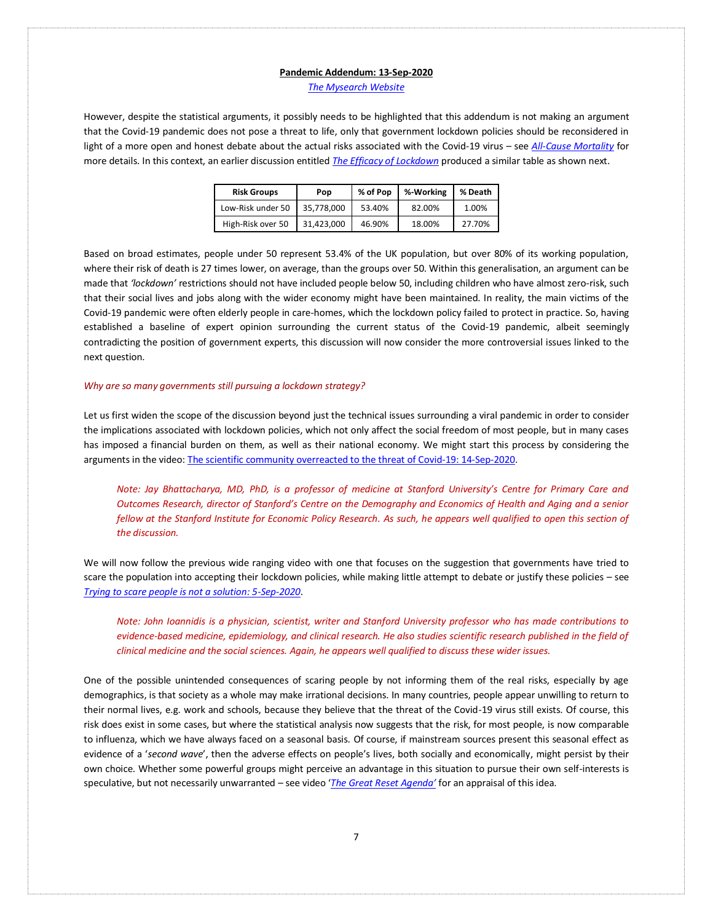**Pandemic Addendum: 13-Sep-2020**

*The Mysearch Website*

However, despite the statistical arguments, it possibly needs to be highlighted that this addendum is not making an argument that the Covid-19 pandemic does not pose a threat to life, only that government lockdown policies should be reconsidered in light of a more open and honest debate about the actual risks associated with the Covid-19 virus – see *All-Cause Mortality* for more details. In this context, an earlier discussion entitled *The Efficacy of Lockdown* produced a similar table as shown next.

| Risk Groups | Pop | % of Pop | %-Working | % Death |
|---|---|---|---|---|
| Low-Risk under 50 | 35,778,000 | 53.40% | 82.00% | 1.00% |
| High-Risk over 50 | 31,423,000 | 46.90% | 18.00% | 27.70% |

Based on broad estimates, people under 50 represent 53.4% of the UK population, but over 80% of its working population, where their risk of death is 27 times lower, on average, than the groups over 50. Within this generalisation, an argument can be made that *'lockdown'* restrictions should not have included people below 50, including children who have almost zero-risk, such that their social lives and jobs along with the wider economy might have been maintained. In reality, the main victims of the Covid-19 pandemic were often elderly people in care-homes, which the lockdown policy failed to protect in practice. So, having established a baseline of expert opinion surrounding the current status of the Covid-19 pandemic, albeit seemingly contradicting the position of government experts, this discussion will now consider the more controversial issues linked to the next question.

*Why are so many governments still pursuing a lockdown strategy?*

Let us first widen the scope of the discussion beyond just the technical issues surrounding a viral pandemic in order to consider the implications associated with lockdown policies, which not only affect the social freedom of most people, but in many cases has imposed a financial burden on them, as well as their national economy. We might start this process by considering the arguments in the video: The scientific community overreacted to the threat of Covid-19: 14-Sep-2020.

> *Note: Jay Bhattacharya, MD, PhD, is a professor of medicine at Stanford University's Centre for Primary Care and Outcomes Research, director of Stanford's Centre on the Demography and Economics of Health and Aging and a senior fellow at the Stanford Institute for Economic Policy Research. As such, he appears well qualified to open this section of the discussion.*

We will now follow the previous wide ranging video with one that focuses on the suggestion that governments have tried to scare the population into accepting their lockdown policies, while making little attempt to debate or justify these policies – see *Trying to scare people is not a solution: 5-Sep-2020*.

> *Note: John Ioannidis is a physician, scientist, writer and Stanford University professor who has made contributions to evidence-based medicine, epidemiology, and clinical research. He also studies scientific research published in the field of clinical medicine and the social sciences. Again, he appears well qualified to discuss these wider issues.*

One of the possible unintended consequences of scaring people by not informing them of the real risks, especially by age demographics, is that society as a whole may make irrational decisions. In many countries, people appear unwilling to return to their normal lives, e.g. work and schools, because they believe that the threat of the Covid-19 virus still exists. Of course, this risk does exist in some cases, but where the statistical analysis now suggests that the risk, for most people, is now comparable to influenza, which we have always faced on a seasonal basis. Of course, if mainstream sources present this seasonal effect as evidence of a '*second wave*', then the adverse effects on people's lives, both socially and economically, might persist by their own choice. Whether some powerful groups might perceive an advantage in this situation to pursue their own self-interests is speculative, but not necessarily unwarranted – see video '*The Great Reset Agenda'* for an appraisal of this idea.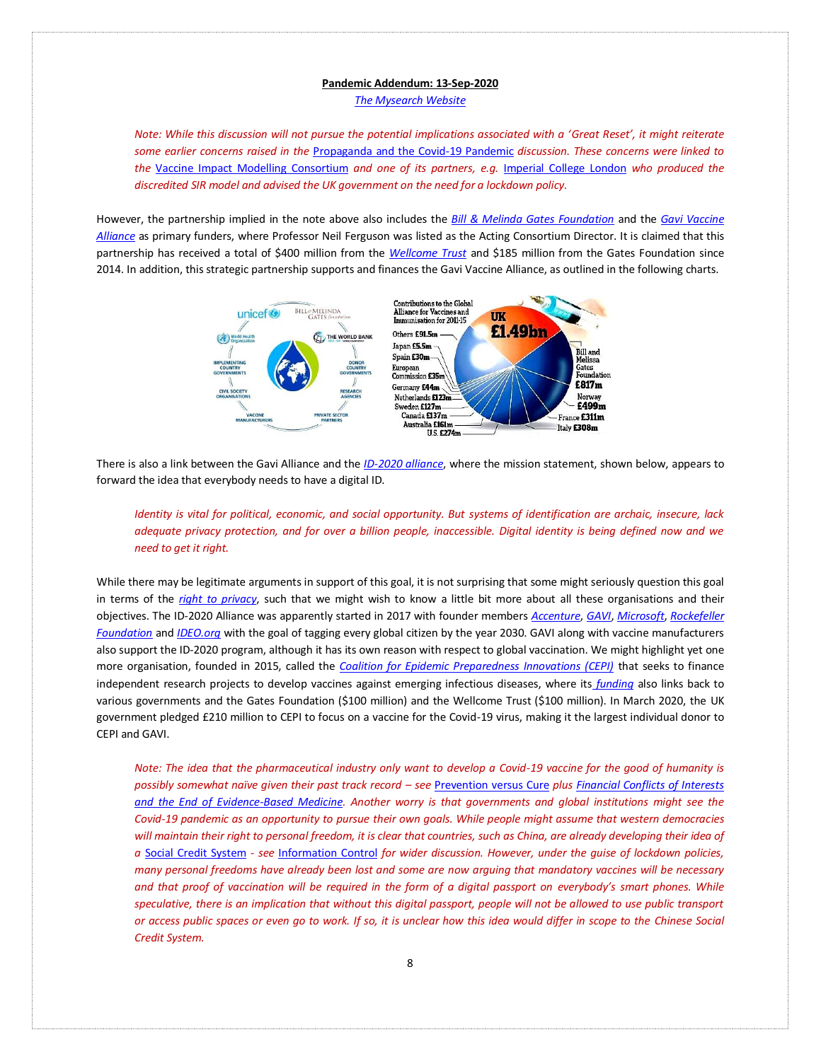**Pandemic Addendum: 13-Sep-2020**

[The Mysearch Website]

*Note: While this discussion will not pursue the potential implications associated with a 'Great Reset', it might reiterate some earlier concerns raised in the Propaganda and the Covid-19 Pandemic discussion. These concerns were linked to the Vaccine Impact Modelling Consortium and one of its partners, e.g. Imperial College London who produced the discredited SIR model and advised the UK government on the need for a lockdown policy.*

However, the partnership implied in the note above also includes the *Bill & Melinda Gates Foundation* and the *Gavi Vaccine Alliance* as primary funders, where Professor Neil Ferguson was listed as the Acting Consortium Director. It is claimed that this partnership has received a total of $400 million from the *Wellcome Trust* and $185 million from the Gates Foundation since 2014. In addition, this strategic partnership supports and finances the Gavi Vaccine Alliance, as outlined in the following charts.

There is also a link between the Gavi Alliance and the *ID-2020 alliance*, where the mission statement, shown below, appears to forward the idea that everybody needs to have a digital ID.

*Identity is vital for political, economic, and social opportunity. But systems of identification are archaic, insecure, lack adequate privacy protection, and for over a billion people, inaccessible. Digital identity is being defined now and we need to get it right.*

While there may be legitimate arguments in support of this goal, it is not surprising that some might seriously question this goal in terms of the *right to privacy*, such that we might wish to know a little bit more about all these organisations and their objectives. The ID-2020 Alliance was apparently started in 2017 with founder members *Accenture*, *GAVI*, *Microsoft*, *Rockefeller Foundation* and *IDEO.org* with the goal of tagging every global citizen by the year 2030. GAVI along with vaccine manufacturers also support the ID-2020 program, although it has its own reason with respect to global vaccination. We might highlight yet one more organisation, founded in 2015, called the *Coalition for Epidemic Preparedness Innovations (CEPI)* that seeks to finance independent research projects to develop vaccines against emerging infectious diseases, where its *funding* also links back to various governments and the Gates Foundation ($100 million) and the Wellcome Trust ($100 million). In March 2020, the UK government pledged £210 million to CEPI to focus on a vaccine for the Covid-19 virus, making it the largest individual donor to CEPI and GAVI.

*Note: The idea that the pharmaceutical industry only want to develop a Covid-19 vaccine for the good of humanity is possibly somewhat naïve given their past track record – see Prevention versus Cure plus Financial Conflicts of Interests and the End of Evidence-Based Medicine. Another worry is that governments and global institutions might see the Covid-19 pandemic as an opportunity to pursue their own goals. While people might assume that western democracies will maintain their right to personal freedom, it is clear that countries, such as China, are already developing their idea of a Social Credit System - see Information Control for wider discussion. However, under the guise of lockdown policies, many personal freedoms have already been lost and some are now arguing that mandatory vaccines will be necessary and that proof of vaccination will be required in the form of a digital passport on everybody's smart phones. While speculative, there is an implication that without this digital passport, people will not be allowed to use public transport or access public spaces or even go to work. If so, it is unclear how this idea would differ in scope to the Chinese Social Credit System.*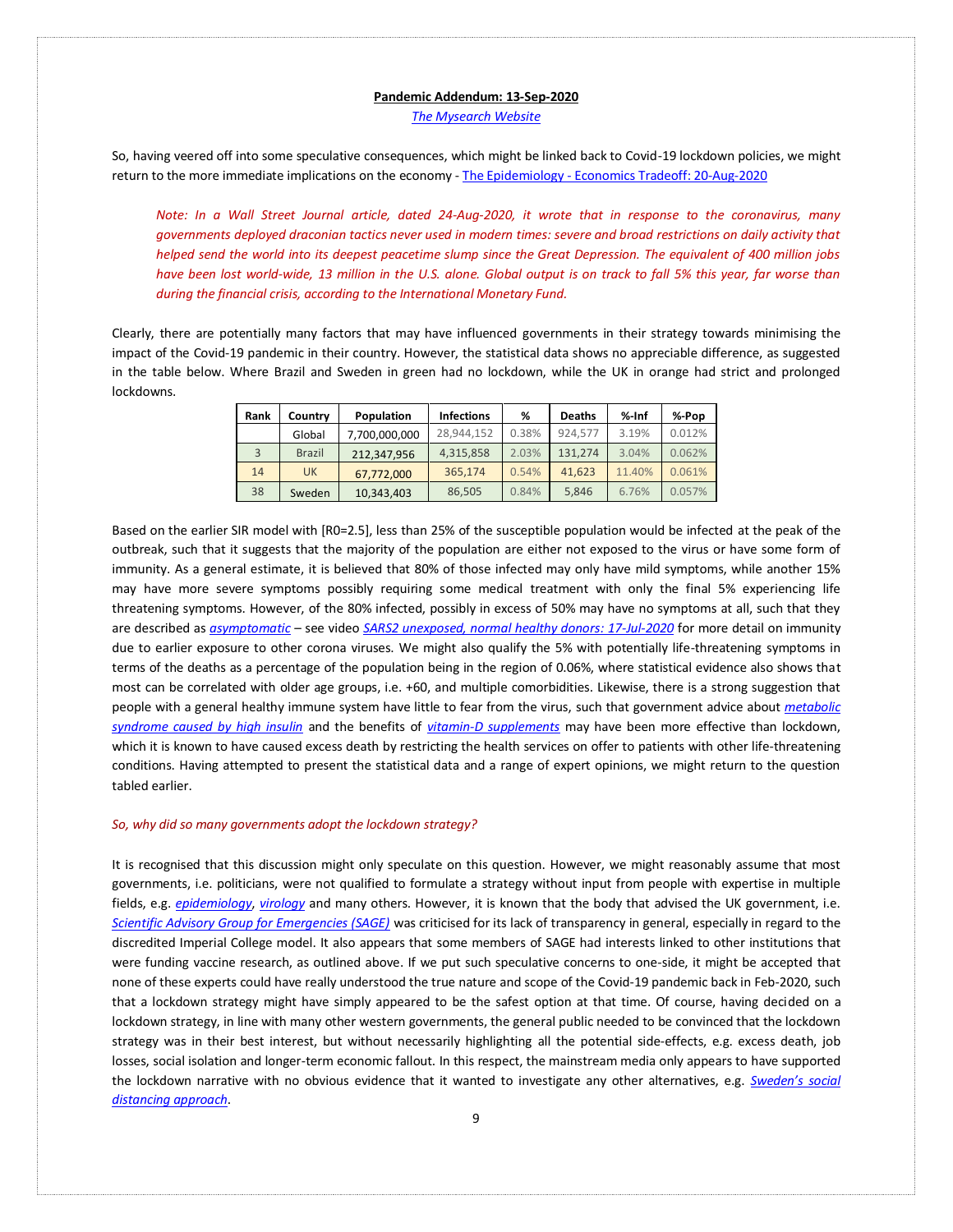**Pandemic Addendum: 13-Sep-2020**

*The Mysearch Website*

So, having veered off into some speculative consequences, which might be linked back to Covid-19 lockdown policies, we might return to the more immediate implications on the economy - The Epidemiology - Economics Tradeoff: 20-Aug-2020

> *Note: In a Wall Street Journal article, dated 24-Aug-2020, it wrote that in response to the coronavirus, many governments deployed draconian tactics never used in modern times: severe and broad restrictions on daily activity that helped send the world into its deepest peacetime slump since the Great Depression. The equivalent of 400 million jobs have been lost world-wide, 13 million in the U.S. alone. Global output is on track to fall 5% this year, far worse than during the financial crisis, according to the International Monetary Fund.*

Clearly, there are potentially many factors that may have influenced governments in their strategy towards minimising the impact of the Covid-19 pandemic in their country. However, the statistical data shows no appreciable difference, as suggested in the table below. Where Brazil and Sweden in green had no lockdown, while the UK in orange had strict and prolonged lockdowns.

| Rank | Country | Population | Infections | % | Deaths | %-Inf | %-Pop |
|---|---|---|---|---|---|---|---|
| | Global | 7,700,000,000 | 28,944,152 | 0.38% | 924,577 | 3.19% | 0.012% |
| 3 | Brazil | 212,347,956 | 4,315,858 | 2.03% | 131,274 | 3.04% | 0.062% |
| 14 | UK | 67,772,000 | 365,174 | 0.54% | 41,623 | 11.40% | 0.061% |
| 38 | Sweden | 10,343,403 | 86,505 | 0.84% | 5,846 | 6.76% | 0.057% |

Based on the earlier SIR model with [R0=2.5], less than 25% of the susceptible population would be infected at the peak of the outbreak, such that it suggests that the majority of the population are either not exposed to the virus or have some form of immunity. As a general estimate, it is believed that 80% of those infected may only have mild symptoms, while another 15% may have more severe symptoms possibly requiring some medical treatment with only the final 5% experiencing life threatening symptoms. However, of the 80% infected, possibly in excess of 50% may have no symptoms at all, such that they are described as *asymptomatic* – see video *SARS2 unexposed, normal healthy donors: 17-Jul-2020* for more detail on immunity due to earlier exposure to other corona viruses. We might also qualify the 5% with potentially life-threatening symptoms in terms of the deaths as a percentage of the population being in the region of 0.06%, where statistical evidence also shows that most can be correlated with older age groups, i.e. +60, and multiple comorbidities. Likewise, there is a strong suggestion that people with a general healthy immune system have little to fear from the virus, such that government advice about *metabolic syndrome caused by high insulin* and the benefits of *vitamin-D supplements* may have been more effective than lockdown, which it is known to have caused excess death by restricting the health services on offer to patients with other life-threatening conditions. Having attempted to present the statistical data and a range of expert opinions, we might return to the question tabled earlier.

*So, why did so many governments adopt the lockdown strategy?*

It is recognised that this discussion might only speculate on this question. However, we might reasonably assume that most governments, i.e. politicians, were not qualified to formulate a strategy without input from people with expertise in multiple fields, e.g. *epidemiology*, *virology* and many others. However, it is known that the body that advised the UK government, i.e. *Scientific Advisory Group for Emergencies (SAGE)* was criticised for its lack of transparency in general, especially in regard to the discredited Imperial College model. It also appears that some members of SAGE had interests linked to other institutions that were funding vaccine research, as outlined above. If we put such speculative concerns to one-side, it might be accepted that none of these experts could have really understood the true nature and scope of the Covid-19 pandemic back in Feb-2020, such that a lockdown strategy might have simply appeared to be the safest option at that time. Of course, having decided on a lockdown strategy, in line with many other western governments, the general public needed to be convinced that the lockdown strategy was in their best interest, but without necessarily highlighting all the potential side-effects, e.g. excess death, job losses, social isolation and longer-term economic fallout. In this respect, the mainstream media only appears to have supported the lockdown narrative with no obvious evidence that it wanted to investigate any other alternatives, e.g. *Sweden's social distancing approach*.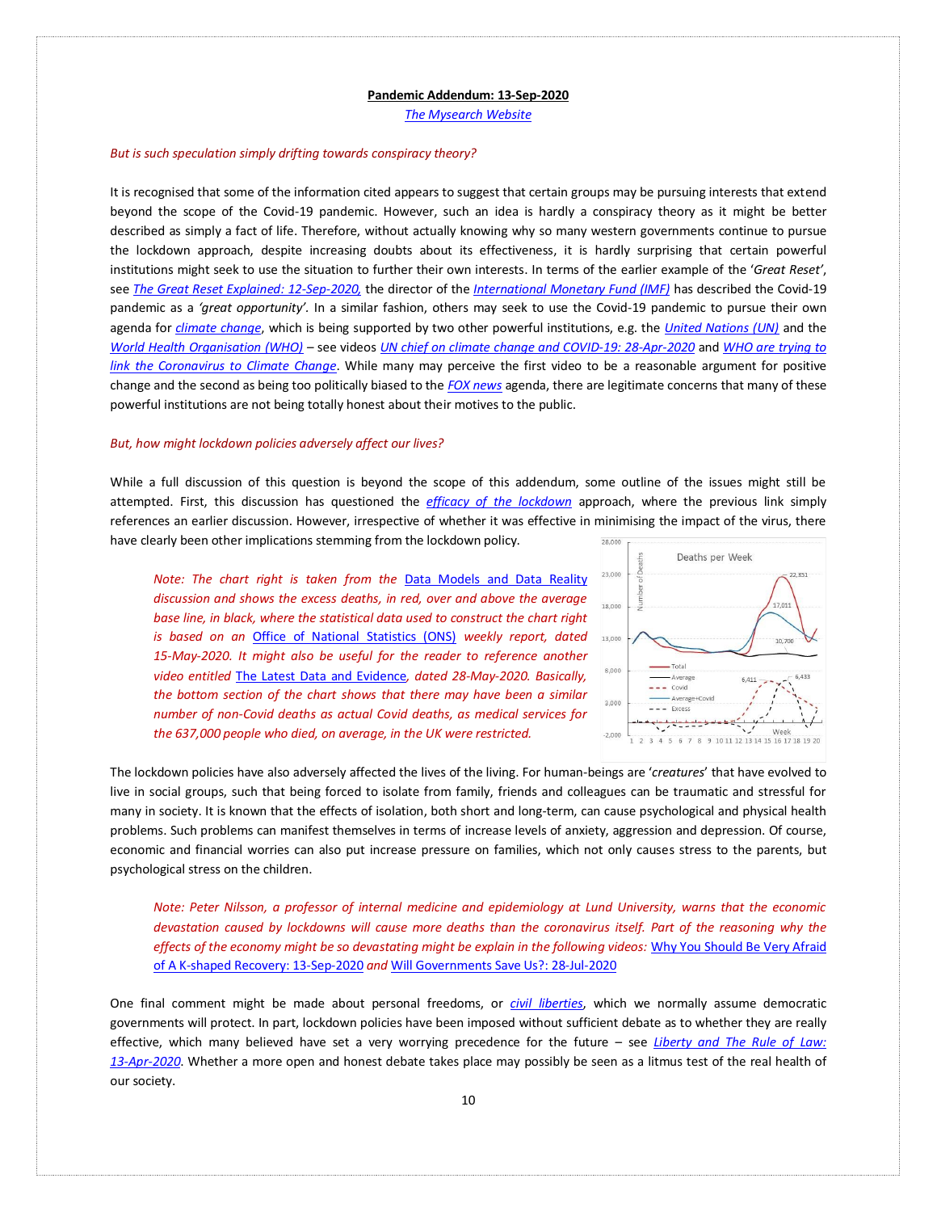**Pandemic Addendum: 13-Sep-2020**

*The Mysearch Website*

*But is such speculation simply drifting towards conspiracy theory?*

It is recognised that some of the information cited appears to suggest that certain groups may be pursuing interests that extend beyond the scope of the Covid-19 pandemic. However, such an idea is hardly a conspiracy theory as it might be better described as simply a fact of life. Therefore, without actually knowing why so many western governments continue to pursue the lockdown approach, despite increasing doubts about its effectiveness, it is hardly surprising that certain powerful institutions might seek to use the situation to further their own interests. In terms of the earlier example of the '*Great Reset*', see *The Great Reset Explained: 12-Sep-2020,* the director of the *International Monetary Fund (IMF)* has described the Covid-19 pandemic as a '*great opportunity*'. In a similar fashion, others may seek to use the Covid-19 pandemic to pursue their own agenda for *climate change*, which is being supported by two other powerful institutions, e.g. the *United Nations (UN)* and the *World Health Organisation (WHO)* – see videos *UN chief on climate change and COVID-19: 28-Apr-2020* and *WHO are trying to link the Coronavirus to Climate Change*. While many may perceive the first video to be a reasonable argument for positive change and the second as being too politically biased to the *FOX news* agenda, there are legitimate concerns that many of these powerful institutions are not being totally honest about their motives to the public.

*But, how might lockdown policies adversely affect our lives?*

While a full discussion of this question is beyond the scope of this addendum, some outline of the issues might still be attempted. First, this discussion has questioned the *efficacy of the lockdown* approach, where the previous link simply references an earlier discussion. However, irrespective of whether it was effective in minimising the impact of the virus, there have clearly been other implications stemming from the lockdown policy.

> *Note: The chart right is taken from the* Data Models and Data Reality *discussion and shows the excess deaths, in red, over and above the average base line, in black, where the statistical data used to construct the chart right is based on an* Office of National Statistics (ONS) *weekly report, dated 15-May-2020. It might also be useful for the reader to reference another video entitled* The Latest Data and Evidence*, dated 28-May-2020. Basically, the bottom section of the chart shows that there may have been a similar number of non-Covid deaths as actual Covid deaths, as medical services for the 637,000 people who died, on average, in the UK were restricted.*

The lockdown policies have also adversely affected the lives of the living. For human-beings are '*creatures*' that have evolved to live in social groups, such that being forced to isolate from family, friends and colleagues can be traumatic and stressful for many in society. It is known that the effects of isolation, both short and long-term, can cause psychological and physical health problems. Such problems can manifest themselves in terms of increase levels of anxiety, aggression and depression. Of course, economic and financial worries can also put increase pressure on families, which not only causes stress to the parents, but psychological stress on the children.

> *Note: Peter Nilsson, a professor of internal medicine and epidemiology at Lund University, warns that the economic devastation caused by lockdowns will cause more deaths than the coronavirus itself. Part of the reasoning why the effects of the economy might be so devastating might be explain in the following videos:* Why You Should Be Very Afraid of A K-shaped Recovery: 13-Sep-2020 *and* Will Governments Save Us?: 28-Jul-2020

One final comment might be made about personal freedoms, or *civil liberties*, which we normally assume democratic governments will protect. In part, lockdown policies have been imposed without sufficient debate as to whether they are really effective, which many believed have set a very worrying precedence for the future – see *Liberty and The Rule of Law: 13-Apr-2020*. Whether a more open and honest debate takes place may possibly be seen as a litmus test of the real health of our society.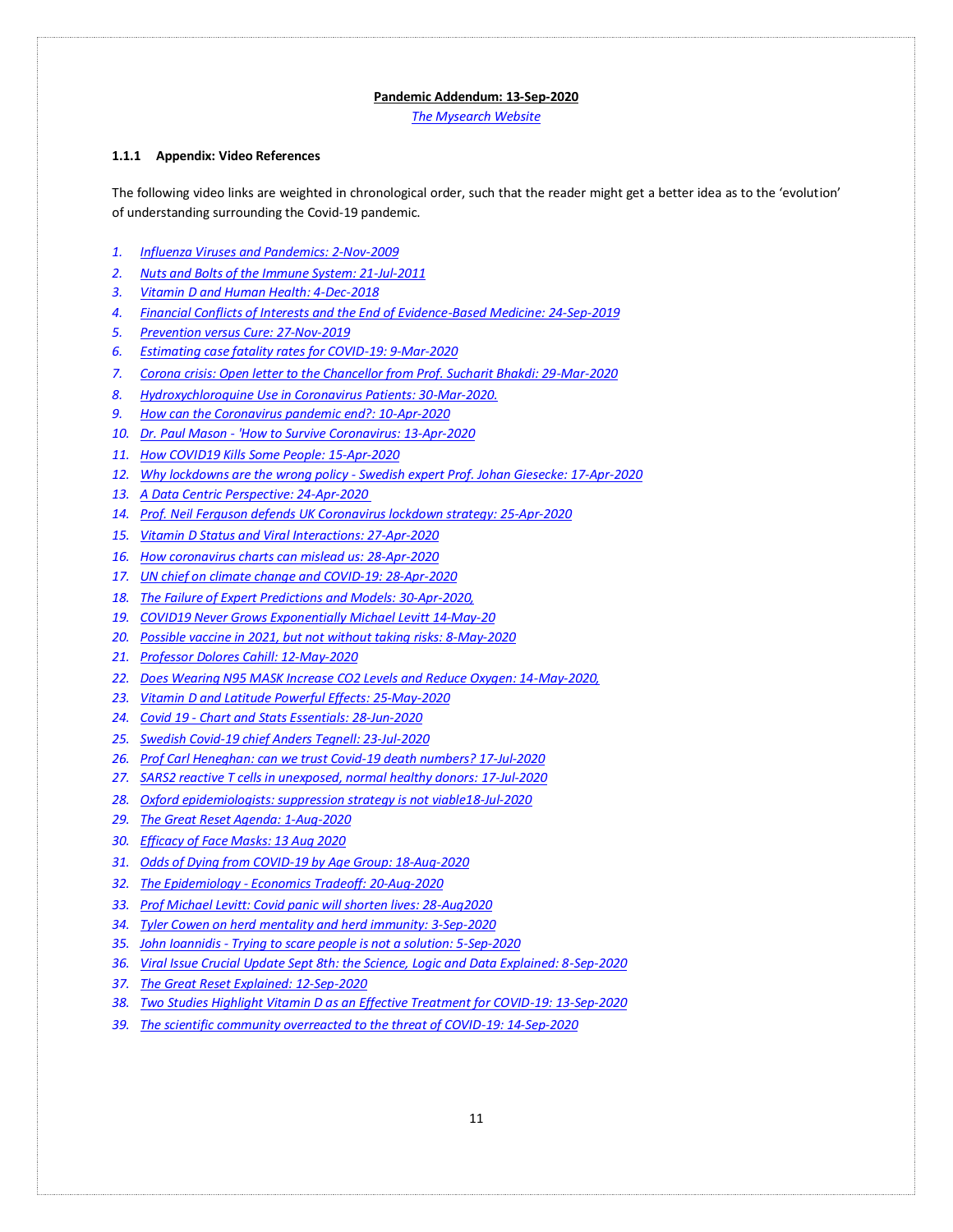**Pandemic Addendum: 13-Sep-2020**

*The Mysearch Website*

### 1.1.1 Appendix: Video References

The following video links are weighted in chronological order, such that the reader might get a better idea as to the 'evolution' of understanding surrounding the Covid-19 pandemic.

1. *Influenza Viruses and Pandemics: 2-Nov-2009*
2. *Nuts and Bolts of the Immune System: 21-Jul-2011*
3. *Vitamin D and Human Health: 4-Dec-2018*
4. *Financial Conflicts of Interests and the End of Evidence-Based Medicine: 24-Sep-2019*
5. *Prevention versus Cure: 27-Nov-2019*
6. *Estimating case fatality rates for COVID-19: 9-Mar-2020*
7. *Corona crisis: Open letter to the Chancellor from Prof. Sucharit Bhakdi: 29-Mar-2020*
8. *Hydroxychloroquine Use in Coronavirus Patients: 30-Mar-2020.*
9. *How can the Coronavirus pandemic end?: 10-Apr-2020*
10. *Dr. Paul Mason - 'How to Survive Coronavirus: 13-Apr-2020*
11. *How COVID19 Kills Some People: 15-Apr-2020*
12. *Why lockdowns are the wrong policy - Swedish expert Prof. Johan Giesecke: 17-Apr-2020*
13. *A Data Centric Perspective: 24-Apr-2020*
14. *Prof. Neil Ferguson defends UK Coronavirus lockdown strategy: 25-Apr-2020*
15. *Vitamin D Status and Viral Interactions: 27-Apr-2020*
16. *How coronavirus charts can mislead us: 28-Apr-2020*
17. *UN chief on climate change and COVID-19: 28-Apr-2020*
18. *The Failure of Expert Predictions and Models: 30-Apr-2020,*
19. *COVID19 Never Grows Exponentially Michael Levitt 14-May-20*
20. *Possible vaccine in 2021, but not without taking risks: 8-May-2020*
21. *Professor Dolores Cahill: 12-May-2020*
22. *Does Wearing N95 MASK Increase CO2 Levels and Reduce Oxygen: 14-May-2020,*
23. *Vitamin D and Latitude Powerful Effects: 25-May-2020*
24. *Covid 19 - Chart and Stats Essentials: 28-Jun-2020*
25. *Swedish Covid-19 chief Anders Tegnell: 23-Jul-2020*
26. *Prof Carl Heneghan: can we trust Covid-19 death numbers? 17-Jul-2020*
27. *SARS2 reactive T cells in unexposed, normal healthy donors: 17-Jul-2020*
28. *Oxford epidemiologists: suppression strategy is not viable18-Jul-2020*
29. *The Great Reset Agenda: 1-Aug-2020*
30. *Efficacy of Face Masks: 13 Aug 2020*
31. *Odds of Dying from COVID-19 by Age Group: 18-Aug-2020*
32. *The Epidemiology - Economics Tradeoff: 20-Aug-2020*
33. *Prof Michael Levitt: Covid panic will shorten lives: 28-Aug2020*
34. *Tyler Cowen on herd mentality and herd immunity: 3-Sep-2020*
35. *John Ioannidis - Trying to scare people is not a solution: 5-Sep-2020*
36. *Viral Issue Crucial Update Sept 8th: the Science, Logic and Data Explained: 8-Sep-2020*
37. *The Great Reset Explained: 12-Sep-2020*
38. *Two Studies Highlight Vitamin D as an Effective Treatment for COVID-19: 13-Sep-2020*
39. *The scientific community overreacted to the threat of COVID-19: 14-Sep-2020*